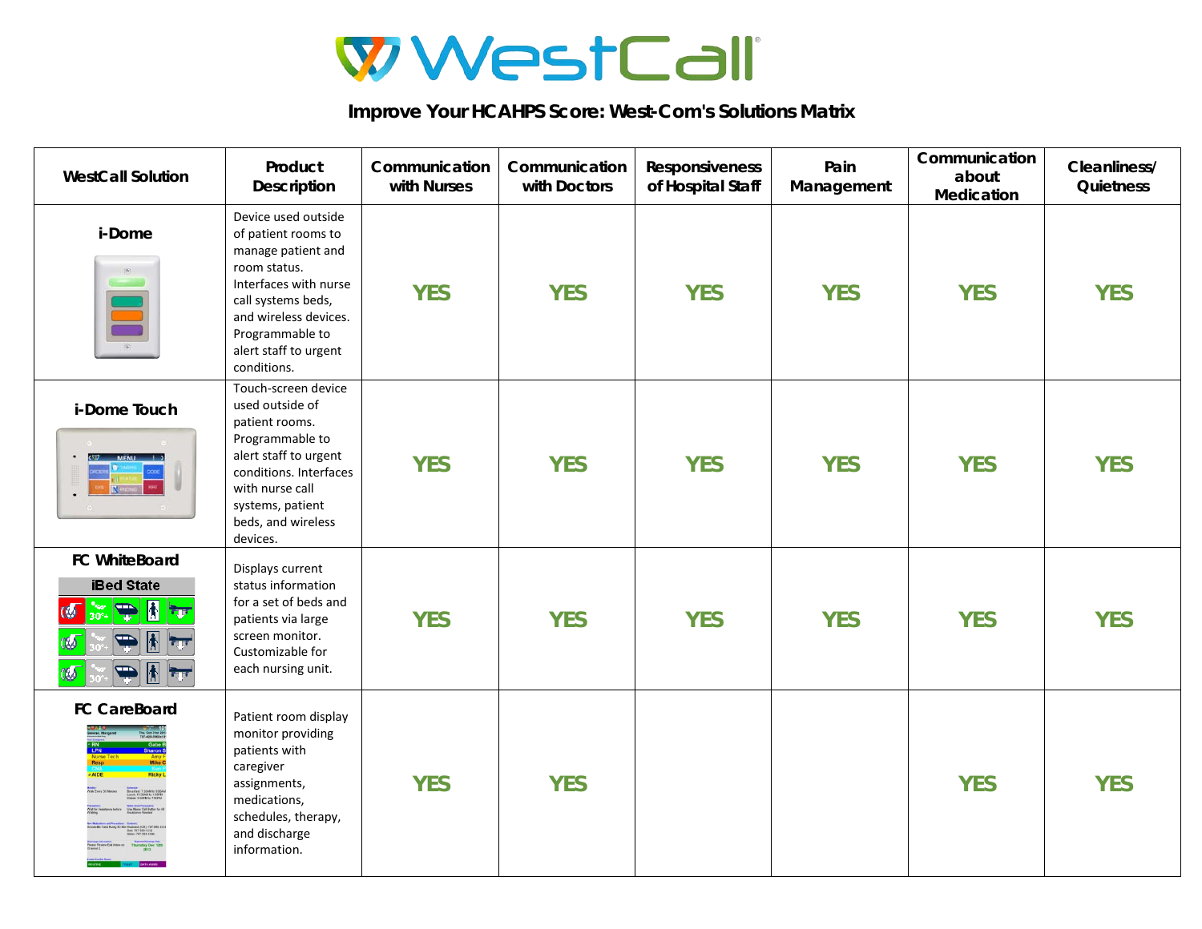# WestCall

## Improve Your HCAHPS Score: West-Com's Solutions Matrix

| WestCall Solution | Product Description | Communication with Nurses | Communication with Doctors | Responsiveness of Hospital Staff | Pain Management | Communication about Medication | Cleanliness/ Quietness |
|---|---|---|---|---|---|---|---|
| i-Dome | Device used outside of patient rooms to manage patient and room status. Interfaces with nurse call systems beds, and wireless devices. Programmable to alert staff to urgent conditions. | YES | YES | YES | YES | YES | YES |
| i-Dome Touch | Touch-screen device used outside of patient rooms. Programmable to alert staff to urgent conditions. Interfaces with nurse call systems, patient beds, and wireless devices. | YES | YES | YES | YES | YES | YES |
| FC WhiteBoard | Displays current status information for a set of beds and patients via large screen monitor. Customizable for each nursing unit. | YES | YES | YES | YES | YES | YES |
| FC CareBoard | Patient room display monitor providing patients with caregiver assignments, medications, schedules, therapy, and discharge information. | YES | YES | | | YES | YES |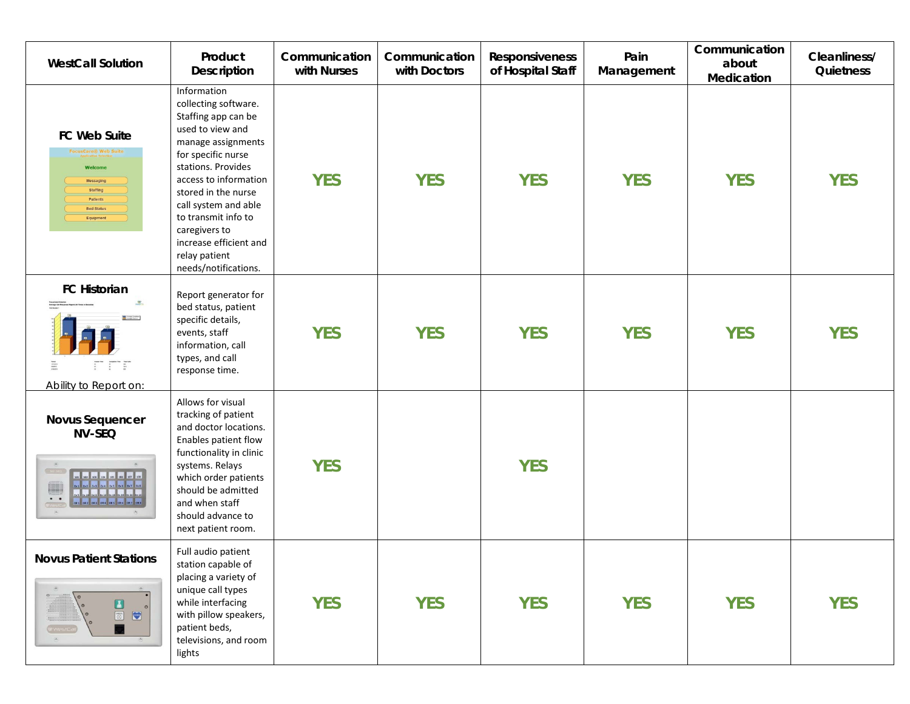| WestCall Solution | Product Description | Communication with Nurses | Communication with Doctors | Responsiveness of Hospital Staff | Pain Management | Communication about Medication | Cleanliness/ Quietness |
|---|---|---|---|---|---|---|---|
| FC Web Suite | Information collecting software. Staffing app can be used to view and manage assignments for specific nurse stations. Provides access to information stored in the nurse call system and able to transmit info to caregivers to increase efficient and relay patient needs/notifications. | YES | YES | YES | YES | YES | YES |
| FC Historian<br>Ability to Report on: | Report generator for bed status, patient specific details, events, staff information, call types, and call response time. | YES | YES | YES | YES | YES | YES |
| Novus Sequencer NV-SEQ | Allows for visual tracking of patient and doctor locations. Enables patient flow functionality in clinic systems. Relays which order patients should be admitted and when staff should advance to next patient room. | YES | | YES | | | |
| Novus Patient Stations | Full audio patient station capable of placing a variety of unique call types while interfacing with pillow speakers, patient beds, televisions, and room lights | YES | YES | YES | YES | YES | YES |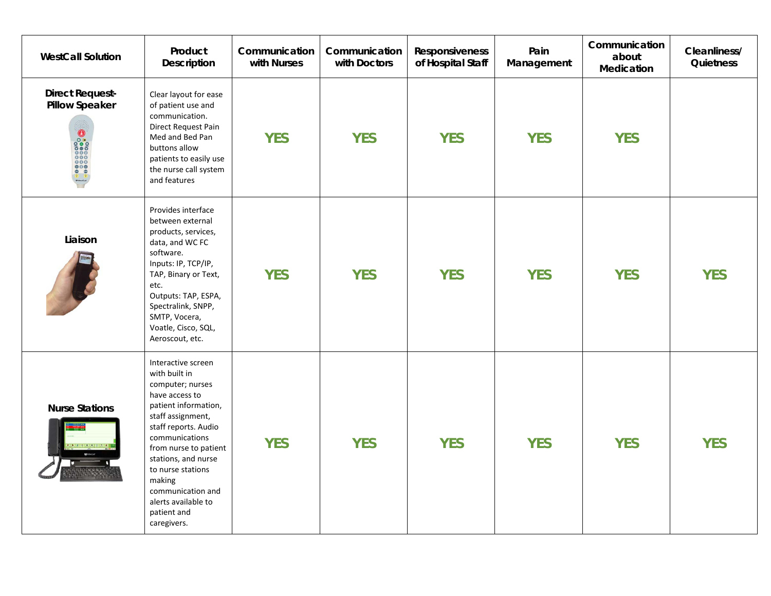| WestCall Solution | Product Description | Communication with Nurses | Communication with Doctors | Responsiveness of Hospital Staff | Pain Management | Communication about Medication | Cleanliness/ Quietness |
|---|---|---|---|---|---|---|---|
| Direct Request-Pillow Speaker | Clear layout for ease of patient use and communication. Direct Request Pain Med and Bed Pan buttons allow patients to easily use the nurse call system and features | YES | YES | YES | YES | YES | |
| Liaison | Provides interface between external products, services, data, and WC FC software. Inputs: IP, TCP/IP, TAP, Binary or Text, etc. Outputs: TAP, ESPA, Spectralink, SNPP, SMTP, Vocera, Voatle, Cisco, SQL, Aeroscout, etc. | YES | YES | YES | YES | YES | YES |
| Nurse Stations | Interactive screen with built in computer; nurses have access to patient information, staff assignment, staff reports. Audio communications from nurse to patient stations, and nurse to nurse stations making communication and alerts available to patient and caregivers. | YES | YES | YES | YES | YES | YES |